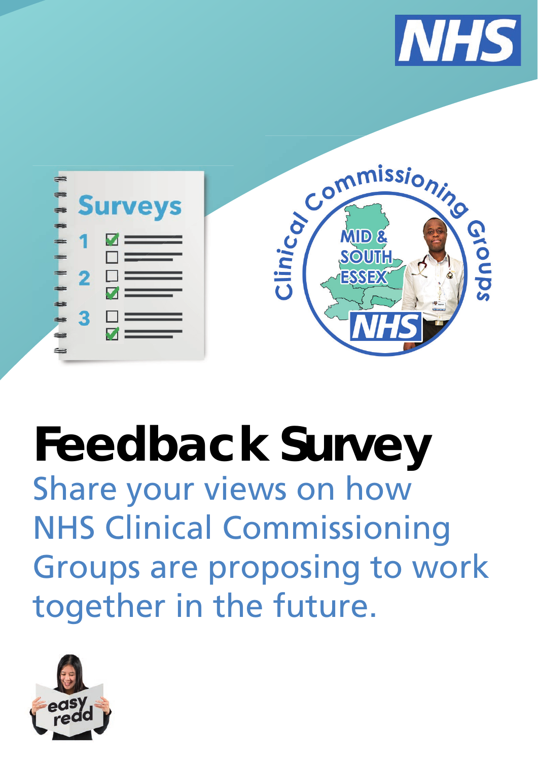# Feedback Survey

Share your views on how NHS Clinical Commissioning Groups are proposing to work together in the future.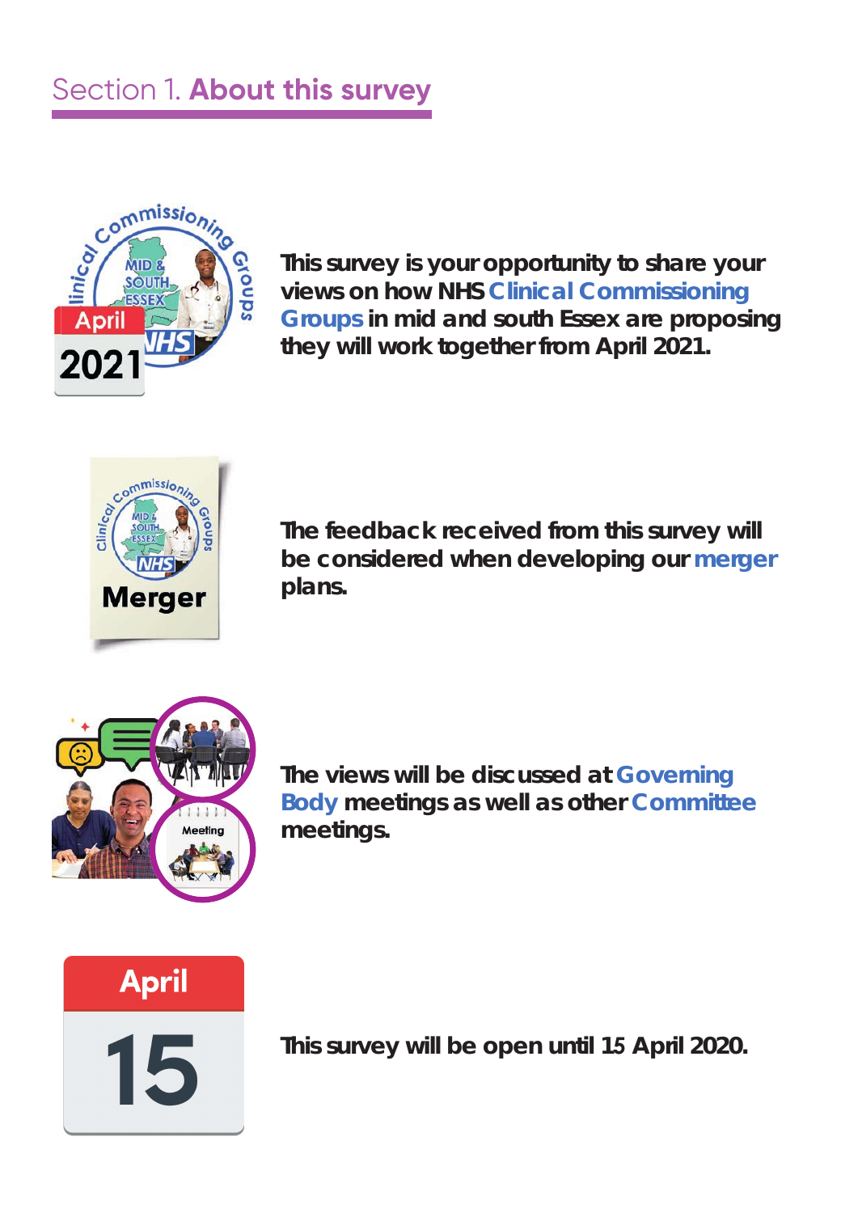# Section 1. **About this survey**

**This survey is your opportunity to share your views on how NHS Clinical Commissioning Groups in mid and south Essex are proposing they will work together from April 2021.**

**The feedback received from this survey will be considered when developing our merger plans.**

**The views will be discussed at Governing Body meetings as well as other Committee meetings.**

**This survey will be open until 15 April 2020.**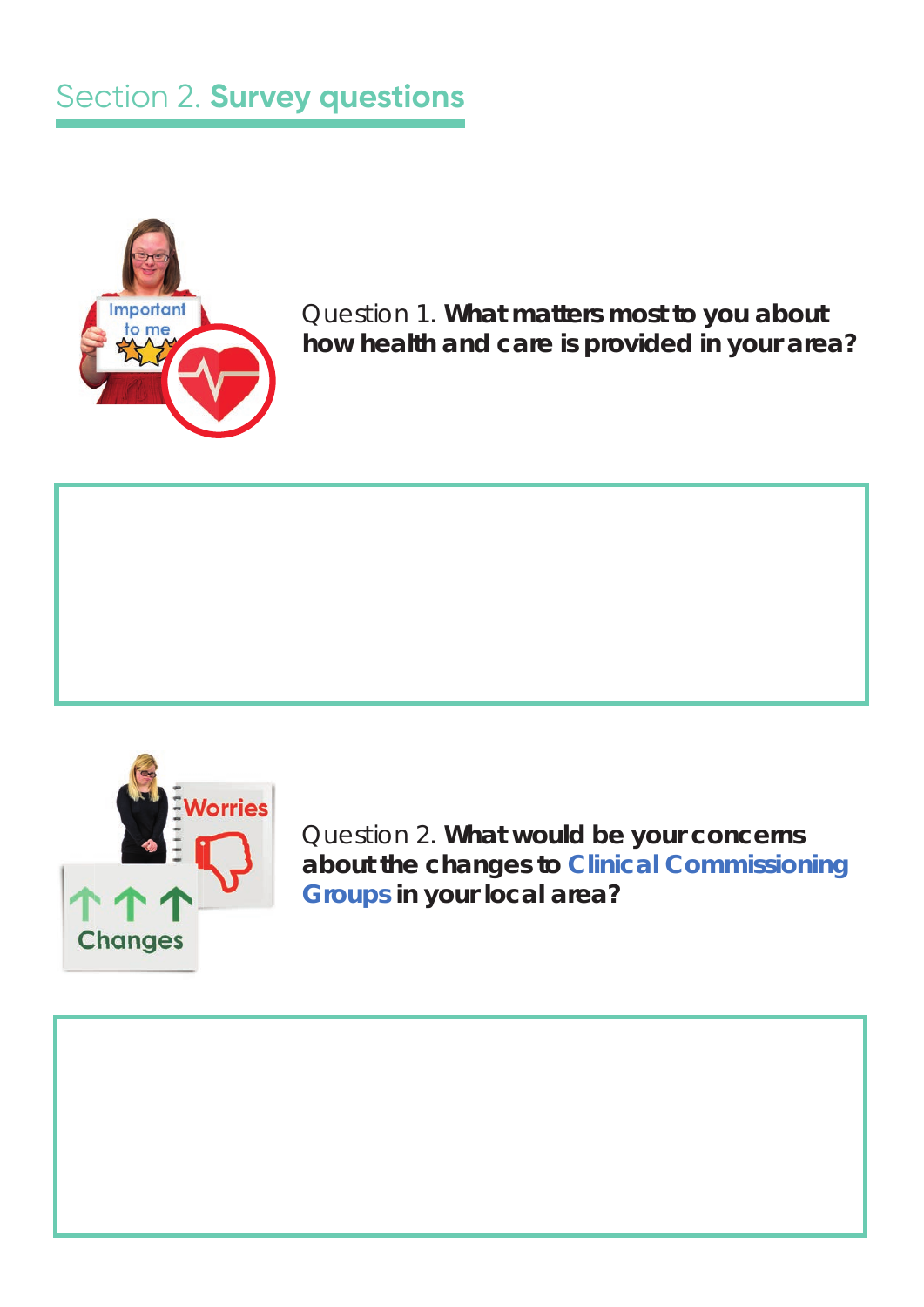## Section 2. **Survey questions**

Question 1. **What matters most to you about how health and care is provided in your area?**

Question 2. **What would be your concerns about the changes to Clinical Commissioning Groups in your local area?**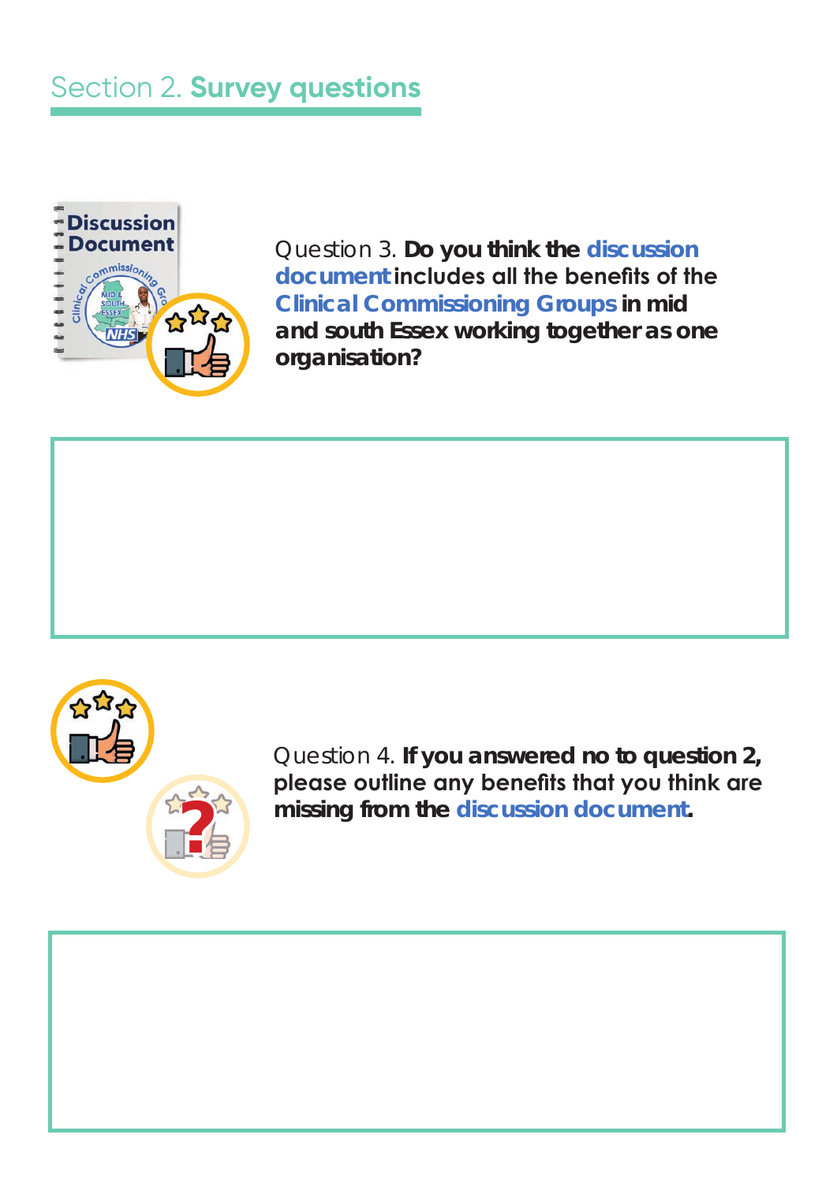## Section 2. **Survey questions**

Question 3. **Do you think the discussion document includes all the benefits of the Clinical Commissioning Groups in mid and south Essex working together as one organisation?**

Question 4. **If you answered no to question 2, please outline any benefits that you think are missing from the discussion document.**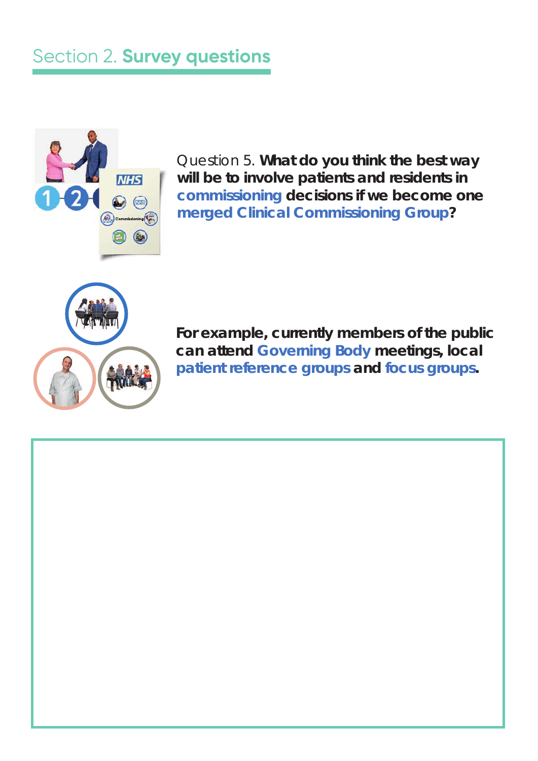## Section 2. **Survey questions**

Question 5. **What do you think the best way will be to involve patients and residents in commissioning decisions if we become one merged Clinical Commissioning Group?**

**For example, currently members of the public can attend Governing Body meetings, local patient reference groups and focus groups.**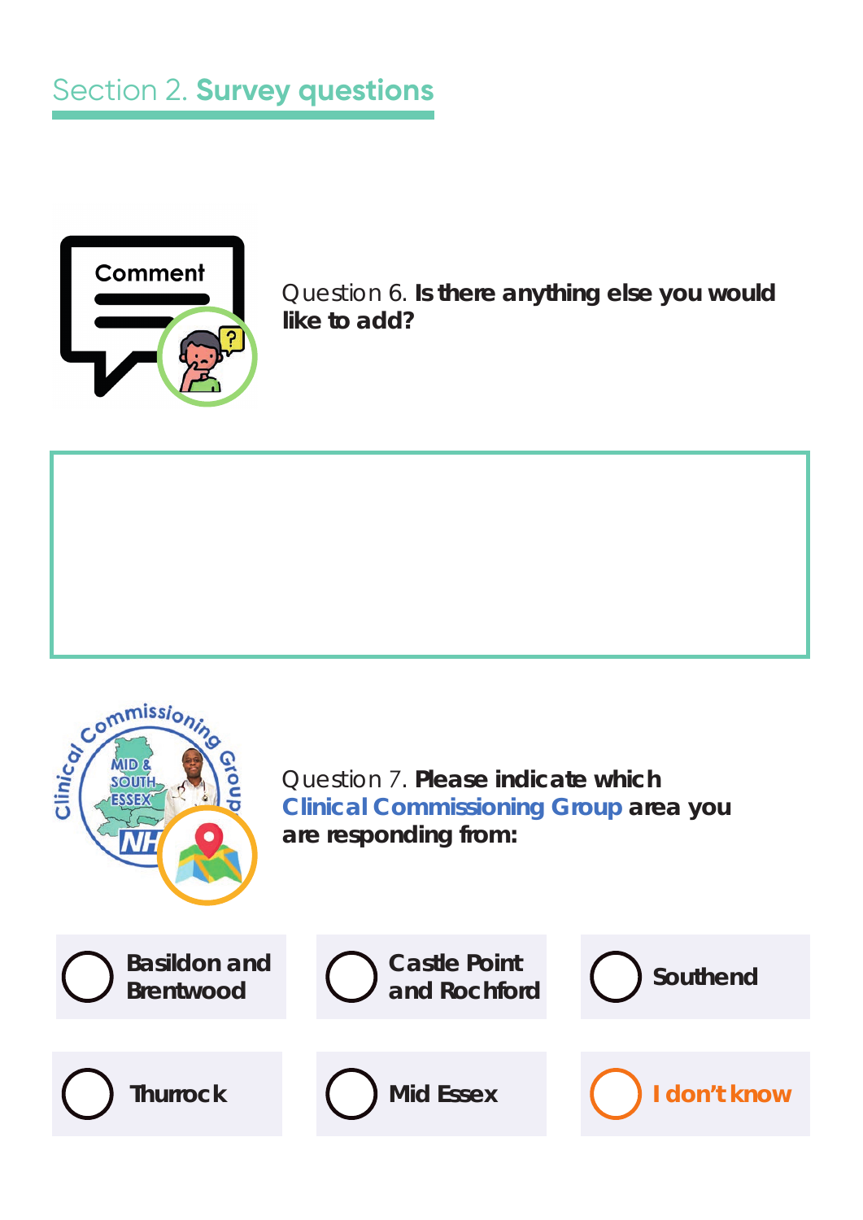## Section 2. **Survey questions**

Question 6. **Is there anything else you would like to add?**

Question 7. **Please indicate which Clinical Commissioning Group area you are responding from:**

- ○ Basildon and Brentwood
- ○ Castle Point and Rochford
- ○ Southend
- ○ Thurrock
- ○ Mid Essex
- ○ I don't know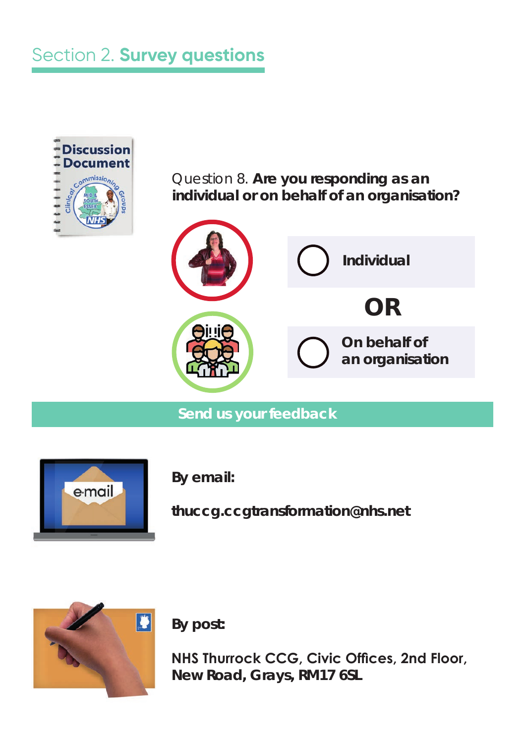## Section 2. **Survey questions**

Question 8. **Are you responding as an individual or on behalf of an organisation?**

- ◯ **Individual**

**OR**

- ◯ **On behalf of an organisation**

**Send us your feedback**

**By email:**

**thuccg.ccgtransformation@nhs.net**

**By post:**

**NHS Thurrock CCG, Civic Offices, 2nd Floor, New Road, Grays, RM17 6SL**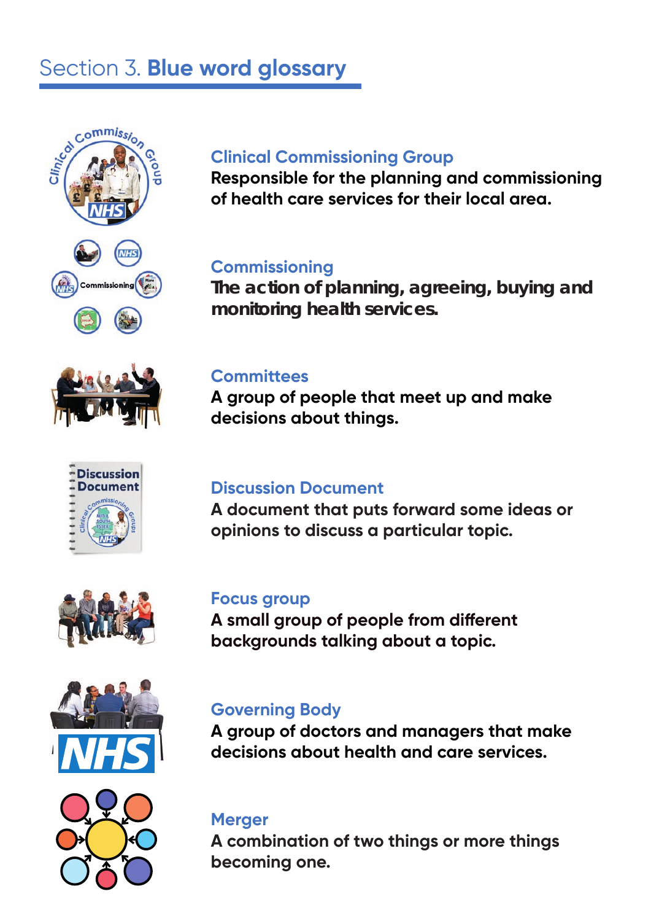## Section 3. **Blue word glossary**

### Clinical Commissioning Group
**Responsible for the planning and commissioning of health care services for their local area.**

### Commissioning
**The action of planning, agreeing, buying and monitoring health services.**

### Committees
**A group of people that meet up and make decisions about things.**

### Discussion Document
**A document that puts forward some ideas or opinions to discuss a particular topic.**

### Focus group
**A small group of people from different backgrounds talking about a topic.**

### Governing Body
**A group of doctors and managers that make decisions about health and care services.**

### Merger
**A combination of two things or more things becoming one.**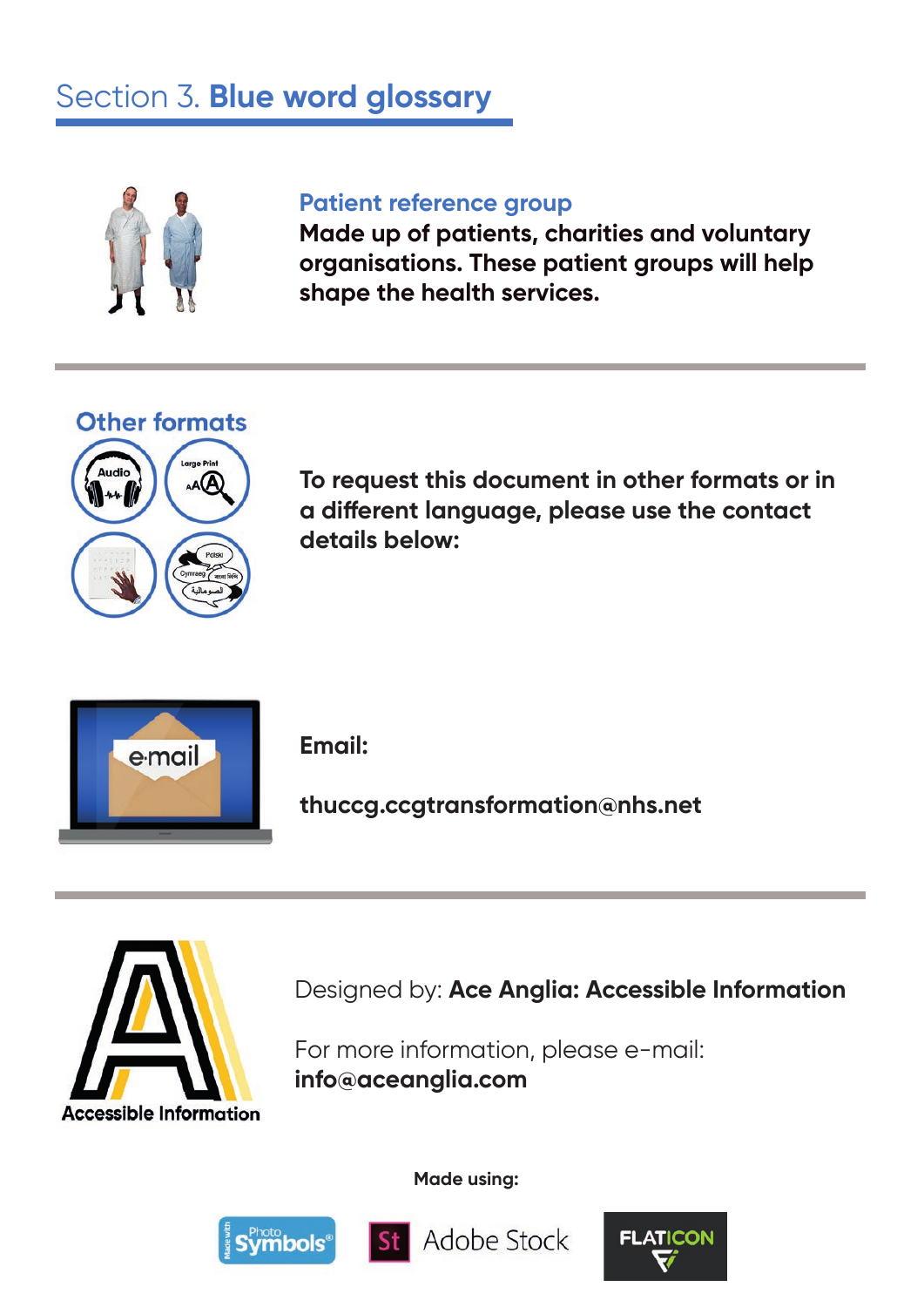## Section 3. **Blue word glossary**

**Patient reference group**

**Made up of patients, charities and voluntary organisations. These patient groups will help shape the health services.**

---

**Other formats**

**To request this document in other formats or in a different language, please use the contact details below:**

**Email:**

**thuccg.ccgtransformation@nhs.net**

---

Designed by: **Ace Anglia: Accessible Information**

For more information, please e-mail:
**info@aceanglia.com**

**Made using:**

Photo Symbols® | Adobe Stock | FLATICON